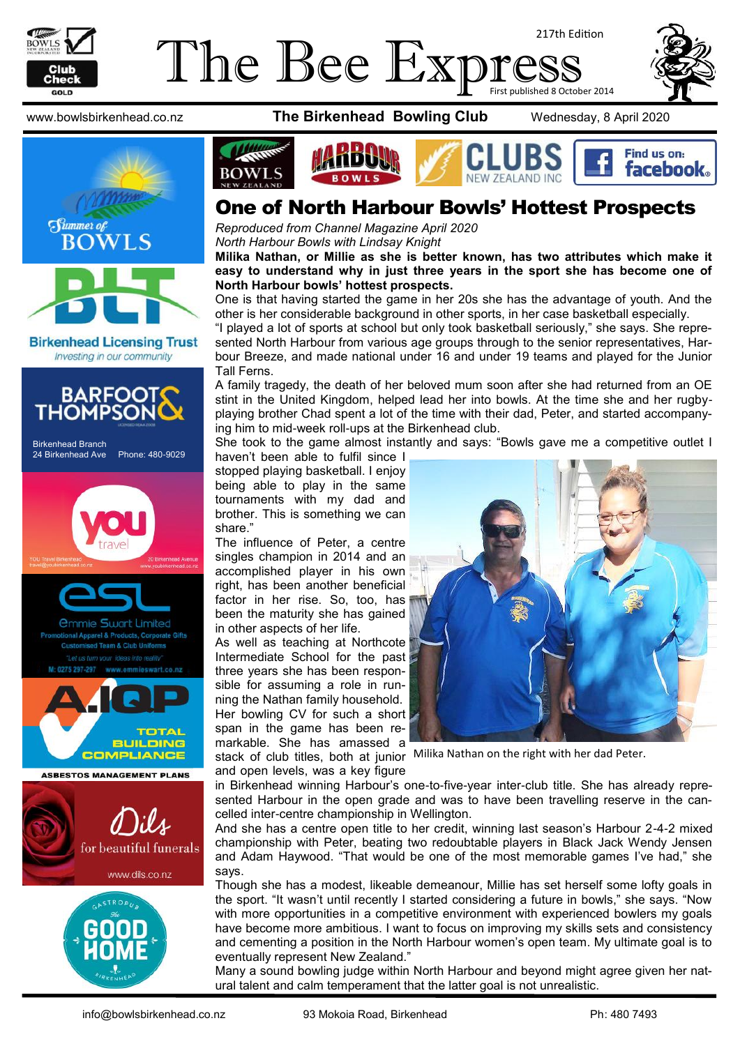# The Bee Express

217th Edition

First published 8 October 2014

www.bowlsbirkenhead.co.nz | **The Birkenhead Bowling Club** | Wednesday, 8 April 2020

## One of North Harbour Bowls' Hottest Prospects

*Reproduced from Channel Magazine April 2020*
*North Harbour Bowls with Lindsay Knight*

**Milika Nathan, or Millie as she is better known, has two attributes which make it easy to understand why in just three years in the sport she has become one of North Harbour bowls' hottest prospects.**

One is that having started the game in her 20s she has the advantage of youth. And the other is her considerable background in other sports, in her case basketball especially.

"I played a lot of sports at school but only took basketball seriously," she says. She represented North Harbour from various age groups through to the senior representatives, Harbour Breeze, and made national under 16 and under 19 teams and played for the Junior Tall Ferns.

A family tragedy, the death of her beloved mum soon after she had returned from an OE stint in the United Kingdom, helped lead her into bowls. At the time she and her rugby-playing brother Chad spent a lot of the time with their dad, Peter, and started accompanying him to mid-week roll-ups at the Birkenhead club.

She took to the game almost instantly and says: "Bowls gave me a competitive outlet I haven't been able to fulfil since I stopped playing basketball. I enjoy being able to play in the same tournaments with my dad and brother. This is something we can share."

The influence of Peter, a centre singles champion in 2014 and an accomplished player in his own right, has been another beneficial factor in her rise. So, too, has been the maturity she has gained in other aspects of her life.

As well as teaching at Northcote Intermediate School for the past three years she has been responsible for assuming a role in running the Nathan family household.

Her bowling CV for such a short span in the game has been remarkable. She has amassed a stack of club titles, both at junior and open levels, was a key figure in Birkenhead winning Harbour's one-to-five-year inter-club title. She has already represented Harbour in the open grade and was to have been travelling reserve in the cancelled inter-centre championship in Wellington.

Milika Nathan on the right with her dad Peter.

And she has a centre open title to her credit, winning last season's Harbour 2-4-2 mixed championship with Peter, beating two redoubtable players in Black Jack Wendy Jensen and Adam Haywood. "That would be one of the most memorable games I've had," she says.

Though she has a modest, likeable demeanour, Millie has set herself some lofty goals in the sport. "It wasn't until recently I started considering a future in bowls," she says. "Now with more opportunities in a competitive environment with experienced bowlers my goals have become more ambitious. I want to focus on improving my skills sets and consistency and cementing a position in the North Harbour women's open team. My ultimate goal is to eventually represent New Zealand."

Many a sound bowling judge within North Harbour and beyond might agree given her natural talent and calm temperament that the latter goal is not unrealistic.

info@bowlsbirkenhead.co.nz | 93 Mokoia Road, Birkenhead | Ph: 480 7493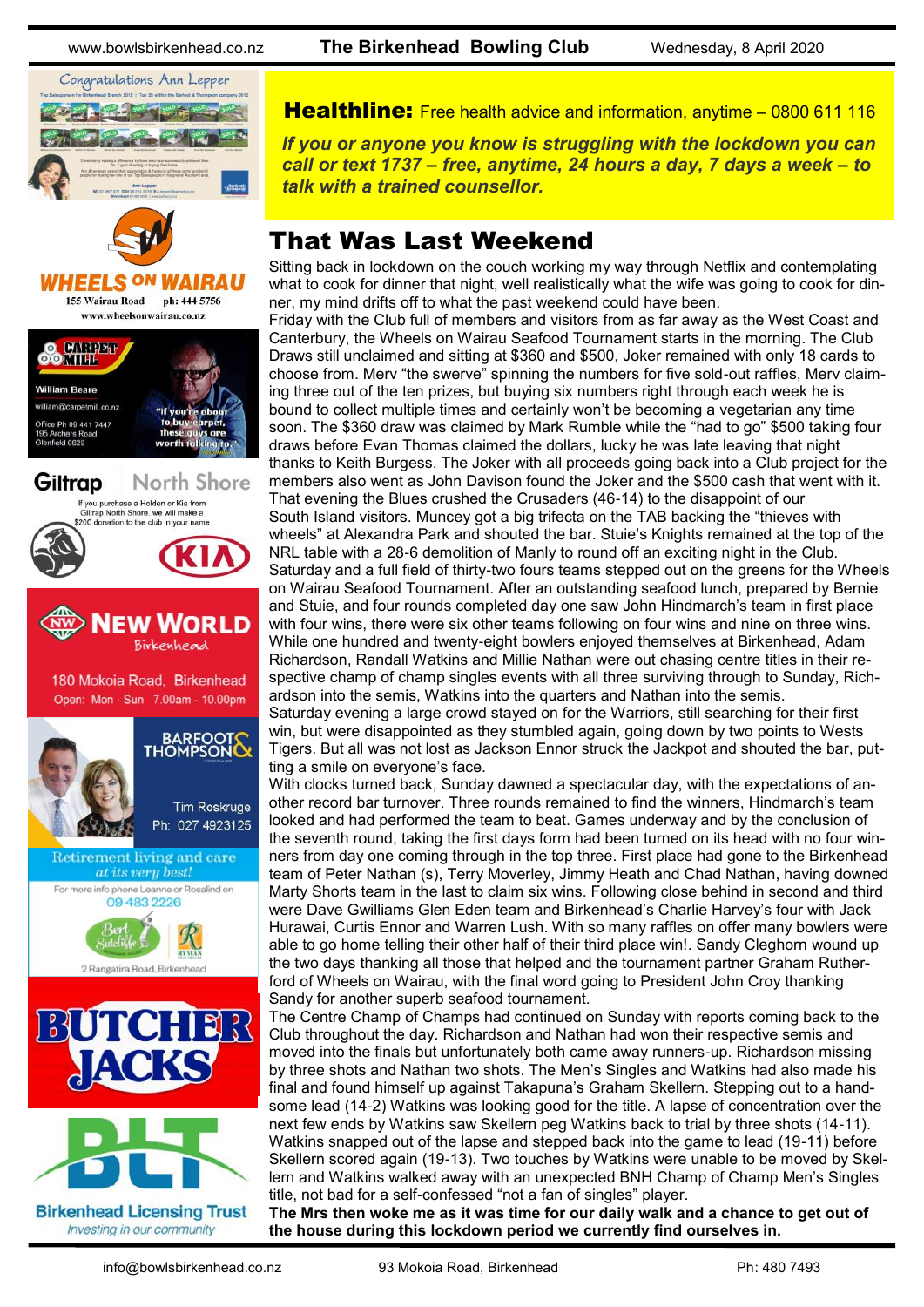**Healthline:** Free health advice and information, anytime – 0800 611 116

***If you or anyone you know is struggling with the lockdown you can call or text 1737 – free, anytime, 24 hours a day, 7 days a week – to talk with a trained counsellor.***

## That Was Last Weekend

Sitting back in lockdown on the couch working my way through Netflix and contemplating what to cook for dinner that night, well realistically what the wife was going to cook for dinner, my mind drifts off to what the past weekend could have been.

Friday with the Club full of members and visitors from as far away as the West Coast and Canterbury, the Wheels on Wairau Seafood Tournament starts in the morning. The Club Draws still unclaimed and sitting at $360 and $500, Joker remained with only 18 cards to choose from. Merv "the swerve" spinning the numbers for five sold-out raffles, Merv claiming three out of the ten prizes, but buying six numbers right through each week he is bound to collect multiple times and certainly won't be becoming a vegetarian any time soon. The $360 draw was claimed by Mark Rumble while the "had to go" $500 taking four draws before Evan Thomas claimed the dollars, lucky he was late leaving that night thanks to Keith Burgess. The Joker with all proceeds going back into a Club project for the members also went as John Davison found the Joker and the $500 cash that went with it. That evening the Blues crushed the Crusaders (46-14) to the disappoint of our South Island visitors. Muncey got a big trifecta on the TAB backing the "thieves with wheels" at Alexandra Park and shouted the bar. Stuie's Knights remained at the top of the NRL table with a 28-6 demolition of Manly to round off an exciting night in the Club.

Saturday and a full field of thirty-two fours teams stepped out on the greens for the Wheels on Wairau Seafood Tournament. After an outstanding seafood lunch, prepared by Bernie and Stuie, and four rounds completed day one saw John Hindmarch's team in first place with four wins, there were six other teams following on four wins and nine on three wins. While one hundred and twenty-eight bowlers enjoyed themselves at Birkenhead, Adam Richardson, Randall Watkins and Millie Nathan were out chasing centre titles in their respective champ of champ singles events with all three surviving through to Sunday, Richardson into the semis, Watkins into the quarters and Nathan into the semis.

Saturday evening a large crowd stayed on for the Warriors, still searching for their first win, but were disappointed as they stumbled again, going down by two points to Wests Tigers. But all was not lost as Jackson Ennor struck the Jackpot and shouted the bar, putting a smile on everyone's face.

With clocks turned back, Sunday dawned a spectacular day, with the expectations of another record bar turnover. Three rounds remained to find the winners, Hindmarch's team looked and had performed the team to beat. Games underway and by the conclusion of the seventh round, taking the first days form had been turned on its head with no four winners from day one coming through in the top three. First place had gone to the Birkenhead team of Peter Nathan (s), Terry Moverley, Jimmy Heath and Chad Nathan, having downed Marty Shorts team in the last to claim six wins. Following close behind in second and third were Dave Gwilliams Glen Eden team and Birkenhead's Charlie Harvey's four with Jack Hurawai, Curtis Ennor and Warren Lush. With so many raffles on offer many bowlers were able to go home telling their other half of their third place win!. Sandy Cleghorn wound up the two days thanking all those that helped and the tournament partner Graham Rutherford of Wheels on Wairau, with the final word going to President John Croy thanking Sandy for another superb seafood tournament.

The Centre Champ of Champs had continued on Sunday with reports coming back to the Club throughout the day. Richardson and Nathan had won their respective semis and moved into the finals but unfortunately both came away runners-up. Richardson missing by three shots and Nathan two shots. The Men's Singles and Watkins had also made his final and found himself up against Takapuna's Graham Skellern. Stepping out to a handsome lead (14-2) Watkins was looking good for the title. A lapse of concentration over the next few ends by Watkins saw Skellern peg Watkins back to trial by three shots (14-11). Watkins snapped out of the lapse and stepped back into the game to lead (19-11) before Skellern scored again (19-13). Two touches by Watkins were unable to be moved by Skellern and Watkins walked away with an unexpected BNH Champ of Champ Men's Singles title, not bad for a self-confessed "not a fan of singles" player.

**The Mrs then woke me as it was time for our daily walk and a chance to get out of the house during this lockdown period we currently find ourselves in.**

---

Congratulations Ann Lepper

**WHEELS ON WAIRAU**
155 Wairau Road ph: 444 5756
www.wheelsonwairau.co.nz

**CARPET MILL**
William Beare
william@carpetmill.co.nz
Office Ph 09 441 7447
195 Archers Road
Glenfield 0629
"If you're about to buy carpet, these guys are worth talking to."

**Giltrap | North Shore**
If you purchase a Holden or Kia from Giltrap North Shore, we will make a $200 donation to the club in your name

**NEW WORLD** Birkenhead
180 Mokoia Road, Birkenhead
Open: Mon - Sun 7.00am - 10.00pm

**BARFOOT & THOMPSON**
Tim Roskruge
Ph: 027 4923125

Retirement living and care *at its very best!*
For more info phone Leanne or Rosalind on
09 483 2226
Bert Sutcliffe — RYMAN
2 Rangatira Road, Birkenhead

**BUTCHER JACKS**

**Birkenhead Licensing Trust**
*Investing in our community*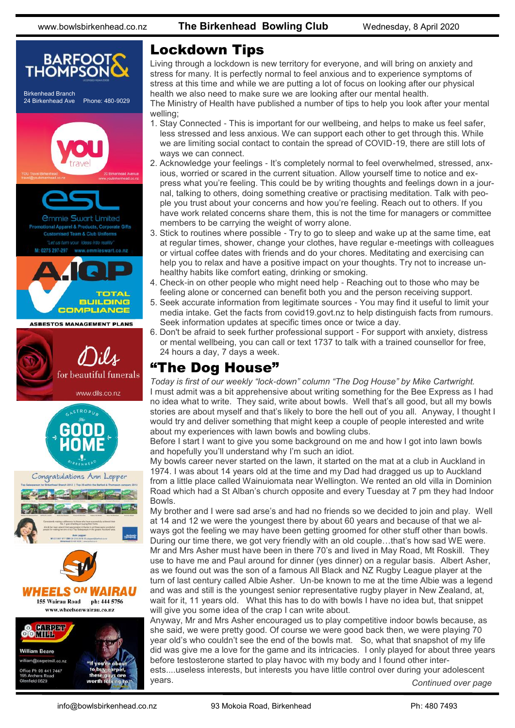# Lockdown Tips

Living through a lockdown is new territory for everyone, and will bring on anxiety and stress for many. It is perfectly normal to feel anxious and to experience symptoms of stress at this time and while we are putting a lot of focus on looking after our physical health we also need to make sure we are looking after our mental health.

The Ministry of Health have published a number of tips to help you look after your mental welling;

1. Stay Connected - This is important for our wellbeing, and helps to make us feel safer, less stressed and less anxious. We can support each other to get through this. While we are limiting social contact to contain the spread of COVID-19, there are still lots of ways we can connect.
2. Acknowledge your feelings - It's completely normal to feel overwhelmed, stressed, anxious, worried or scared in the current situation. Allow yourself time to notice and express what you're feeling. This could be by writing thoughts and feelings down in a journal, talking to others, doing something creative or practising meditation. Talk with people you trust about your concerns and how you're feeling. Reach out to others. If you have work related concerns share them, this is not the time for managers or committee members to be carrying the weight of worry alone.
3. Stick to routines where possible - Try to go to sleep and wake up at the same time, eat at regular times, shower, change your clothes, have regular e-meetings with colleagues or virtual coffee dates with friends and do your chores. Meditating and exercising can help you to relax and have a positive impact on your thoughts. Try not to increase unhealthy habits like comfort eating, drinking or smoking.
4. Check-in on other people who might need help - Reaching out to those who may be feeling alone or concerned can benefit both you and the person receiving support.
5. Seek accurate information from legitimate sources - You may find it useful to limit your media intake. Get the facts from covid19.govt.nz to help distinguish facts from rumours. Seek information updates at specific times once or twice a day.
6. Don't be afraid to seek further professional support - For support with anxiety, distress or mental wellbeing, you can call or text 1737 to talk with a trained counsellor for free, 24 hours a day, 7 days a week.

# "The Dog House"

*Today is first of our weekly "lock-down" column "The Dog House" by Mike Cartwright.*

I must admit was a bit apprehensive about writing something for the Bee Express as I had no idea what to write. They said, write about bowls. Well that's all good, but all my bowls stories are about myself and that's likely to bore the hell out of you all. Anyway, I thought I would try and deliver something that might keep a couple of people interested and write about my experiences with lawn bowls and bowling clubs.

Before I start I want to give you some background on me and how I got into lawn bowls and hopefully you'll understand why I'm such an idiot.

My bowls career never started on the lawn, it started on the mat at a club in Auckland in 1974. I was about 14 years old at the time and my Dad had dragged us up to Auckland from a little place called Wainuiomata near Wellington. We rented an old villa in Dominion Road which had a St Alban's church opposite and every Tuesday at 7 pm they had Indoor Bowls.

My brother and I were sad arse's and had no friends so we decided to join and play. Well at 14 and 12 we were the youngest there by about 60 years and because of that we always got the feeling we may have been getting groomed for other stuff other than bowls. During our time there, we got very friendly with an old couple…that's how sad WE were. Mr and Mrs Asher must have been in there 70's and lived in May Road, Mt Roskill. They use to have me and Paul around for dinner (yes dinner) on a regular basis. Albert Asher, as we found out was the son of a famous All Black and NZ Rugby League player at the turn of last century called Albie Asher. Un-be known to me at the time Albie was a legend and was and still is the youngest senior representative rugby player in New Zealand, at, wait for it, 11 years old. What this has to do with bowls I have no idea but, that snippet will give you some idea of the crap I can write about.

Anyway, Mr and Mrs Asher encouraged us to play competitive indoor bowls because, as she said, we were pretty good. Of course we were good back then, we were playing 70 year old's who couldn't see the end of the bowls mat. So, what that snapshot of my life did was give me a love for the game and its intricacies. I only played for about three years before testosterone started to play havoc with my body and I found other interests....useless interests, but interests you have little control over during your adolescent years.

*Continued over page*

BARFOOT & THOMPSON
Birkenhead Branch
24 Birkenhead Ave Phone: 480-9029

YOU travel
YOU Travel Birkenhead
travel@youbirkenhead.co.nz
20 Birkenhead Avenue
www.youbirkenhead.co.nz

esl
Emmie Swart Limited
Promotional Apparel & Products, Corporate Gifts
Customised Team & Club Uniforms
"Let us turn your ideas into reality"
M: 0275 297-297 www.emmieswart.co.nz

A.IQP
TOTAL BUILDING COMPLIANCE
ASBESTOS MANAGEMENT PLANS

Dils for beautiful funerals
www.dils.co.nz

GASTROPUB The GOOD HOME BIRKENHEAD

Congratulations Ann Lepper

WHEELS ON WAIRAU
155 Wairau Road ph: 444 5756
www.wheelsonwairau.co.nz

CARPET MILL
William Beere
william@carpetmill.co.nz
Office Ph 09 441 7447
195 Archers Road
Glenfield 0629
"If you're about to buy carpet, these guys are worth talking to."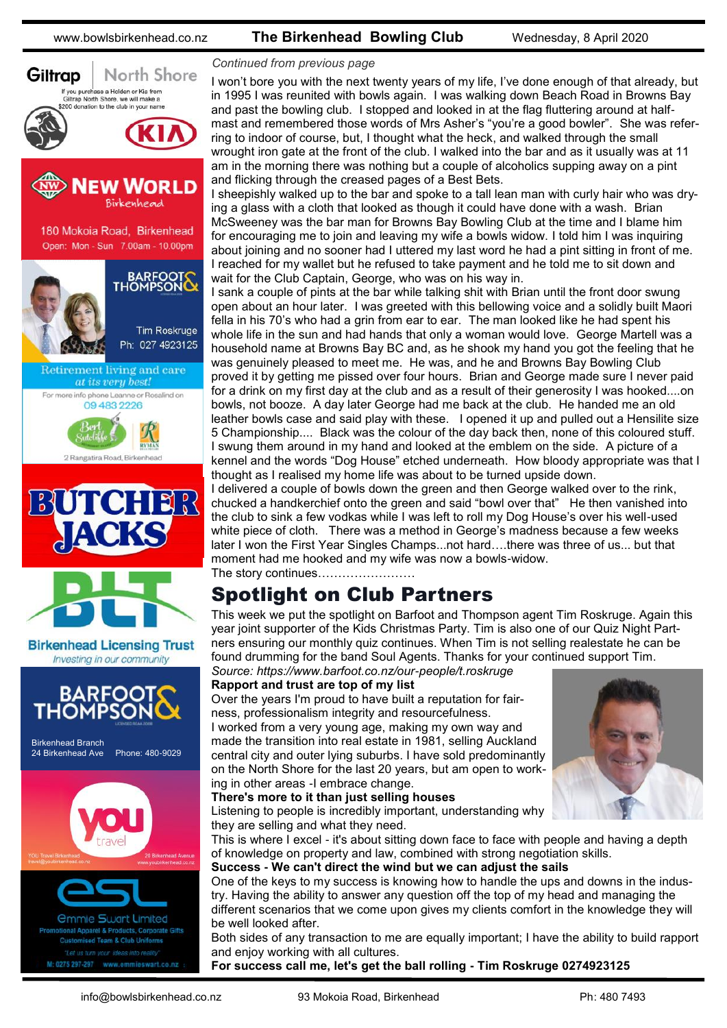*Continued from previous page*

I won't bore you with the next twenty years of my life, I've done enough of that already, but in 1995 I was reunited with bowls again. I was walking down Beach Road in Browns Bay and past the bowling club. I stopped and looked in at the flag fluttering around at half-mast and remembered those words of Mrs Asher's "you're a good bowler". She was referring to indoor of course, but, I thought what the heck, and walked through the small wrought iron gate at the front of the club. I walked into the bar and as it usually was at 11 am in the morning there was nothing but a couple of alcoholics supping away on a pint and flicking through the creased pages of a Best Bets.

I sheepishly walked up to the bar and spoke to a tall lean man with curly hair who was drying a glass with a cloth that looked as though it could have done with a wash. Brian McSweeney was the bar man for Browns Bay Bowling Club at the time and I blame him for encouraging me to join and leaving my wife a bowls widow. I told him I was inquiring about joining and no sooner had I uttered my last word he had a pint sitting in front of me. I reached for my wallet but he refused to take payment and he told me to sit down and wait for the Club Captain, George, who was on his way in.

I sank a couple of pints at the bar while talking shit with Brian until the front door swung open about an hour later. I was greeted with this bellowing voice and a solidly built Maori fella in his 70's who had a grin from ear to ear. The man looked like he had spent his whole life in the sun and had hands that only a woman would love. George Martell was a household name at Browns Bay BC and, as he shook my hand you got the feeling that he was genuinely pleased to meet me. He was, and he and Browns Bay Bowling Club proved it by getting me pissed over four hours. Brian and George made sure I never paid for a drink on my first day at the club and as a result of their generosity I was hooked....on bowls, not booze. A day later George had me back at the club. He handed me an old leather bowls case and said play with these. I opened it up and pulled out a Hensilite size 5 Championship.... Black was the colour of the day back then, none of this coloured stuff. I swung them around in my hand and looked at the emblem on the side. A picture of a kennel and the words "Dog House" etched underneath. How bloody appropriate was that I thought as I realised my home life was about to be turned upside down.

I delivered a couple of bowls down the green and then George walked over to the rink, chucked a handkerchief onto the green and said "bowl over that" He then vanished into the club to sink a few vodkas while I was left to roll my Dog House's over his well-used white piece of cloth. There was a method in George's madness because a few weeks later I won the First Year Singles Champs...not hard….there was three of us... but that moment had me hooked and my wife was now a bowls-widow.

The story continues……………………

## Spotlight on Club Partners

This week we put the spotlight on Barfoot and Thompson agent Tim Roskruge. Again this year joint supporter of the Kids Christmas Party. Tim is also one of our Quiz Night Partners ensuring our monthly quiz continues. When Tim is not selling realestate he can be found drumming for the band Soul Agents. Thanks for your continued support Tim.

*Source: https://www.barfoot.co.nz/our-people/t.roskruge*

**Rapport and trust are top of my list**

Over the years I'm proud to have built a reputation for fairness, professionalism integrity and resourcefulness.

I worked from a very young age, making my own way and made the transition into real estate in 1981, selling Auckland central city and outer lying suburbs. I have sold predominantly on the North Shore for the last 20 years, but am open to working in other areas -I embrace change.

**There's more to it than just selling houses**

Listening to people is incredibly important, understanding why they are selling and what they need.

This is where I excel - it's about sitting down face to face with people and having a depth of knowledge on property and law, combined with strong negotiation skills.

**Success - We can't direct the wind but we can adjust the sails**

One of the keys to my success is knowing how to handle the ups and downs in the industry. Having the ability to answer any question off the top of my head and managing the different scenarios that we come upon gives my clients comfort in the knowledge they will be well looked after.

Both sides of any transaction to me are equally important; I have the ability to build rapport and enjoy working with all cultures.

**For success call me, let's get the ball rolling - Tim Roskruge 0274923125**

Giltrap North Shore
If you purchase a Holden or Kia from Giltrap North Shore, we will make a $200 donation to the club in your name

New World Birkenhead
180 Mokoia Road, Birkenhead
Open: Mon - Sun 7.00am - 10.00pm

Barfoot & Thompson
Tim Roskruge
Ph: 027 4923125

Retirement living and care at its very best!
For more info phone Leanne or Rosalind on 09 483 2226
Bert Sutcliffe — Ryman
2 Rangatira Road, Birkenhead

Butcher Jacks

BLT
Birkenhead Licensing Trust
Investing in our community

Barfoot & Thompson
Birkenhead Branch
24 Birkenhead Ave
Phone: 480-9029

you travel
YOU Travel Birkenhead
travel@youbirkenhead.co.nz
20 Birkenhead Avenue
www.youbirkenhead.co.nz

esl
Emmie Swart Limited
Promotional Apparel & Products, Corporate Gifts
Customised Team & Club Uniforms
"Let us turn your ideas into reality"
M: 0275 297-297 www.emmieswart.co.nz